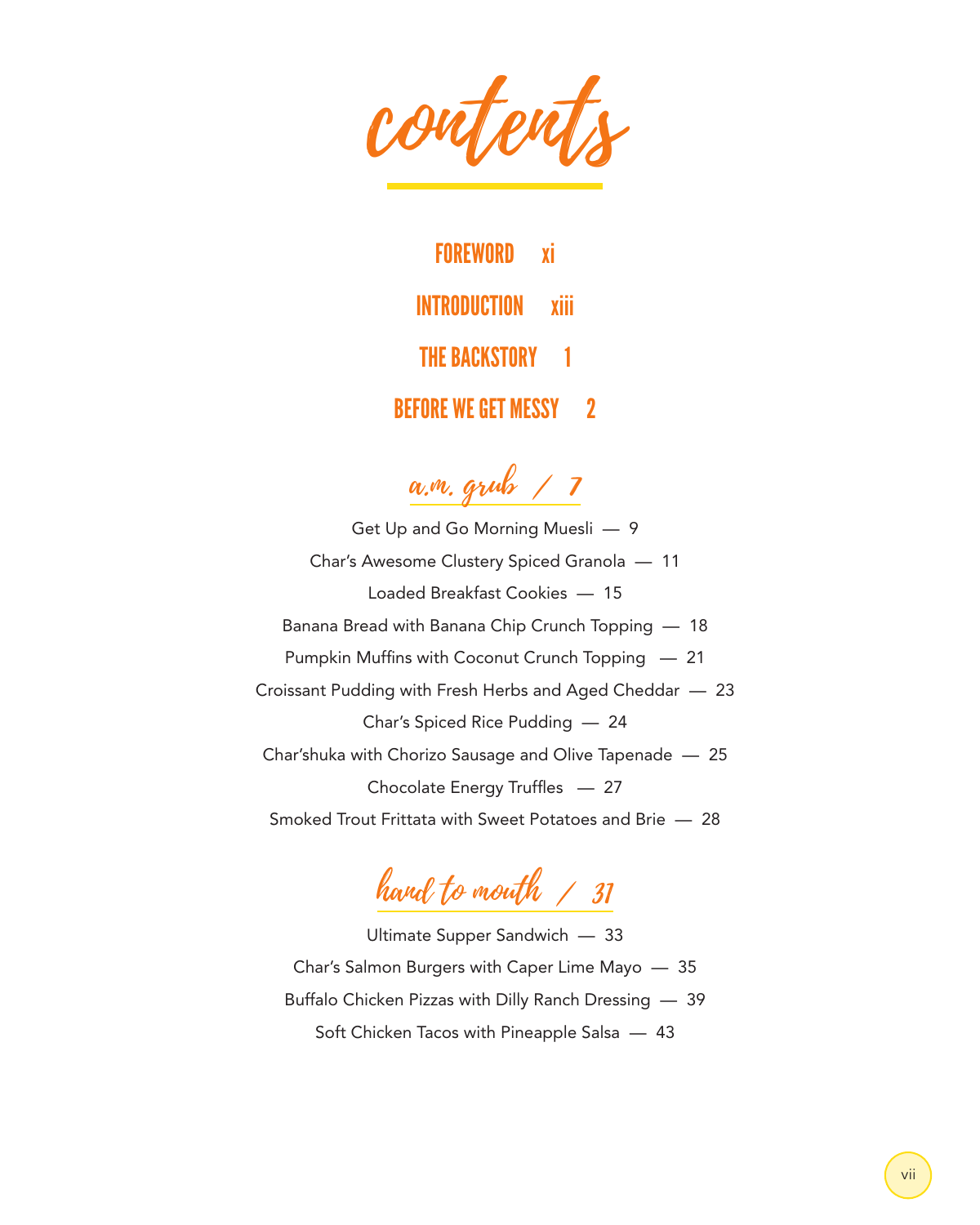# contents

**FOREWORD** xi

**INTRODUCTION** xiii

**THE BACKSTORY** 1

**BEFORE WE GET MESSY** 2

## a.m. grub / 7

Get Up and Go Morning Muesli — 9

Char's Awesome Clustery Spiced Granola — 11

Loaded Breakfast Cookies — 15

Banana Bread with Banana Chip Crunch Topping — 18

Pumpkin Muffins with Coconut Crunch Topping — 21

Croissant Pudding with Fresh Herbs and Aged Cheddar — 23

Char's Spiced Rice Pudding — 24

Char'shuka with Chorizo Sausage and Olive Tapenade — 25

Chocolate Energy Truffles — 27

Smoked Trout Frittata with Sweet Potatoes and Brie — 28

## hand to mouth / 31

Ultimate Supper Sandwich — 33

Char's Salmon Burgers with Caper Lime Mayo — 35

Buffalo Chicken Pizzas with Dilly Ranch Dressing — 39

Soft Chicken Tacos with Pineapple Salsa — 43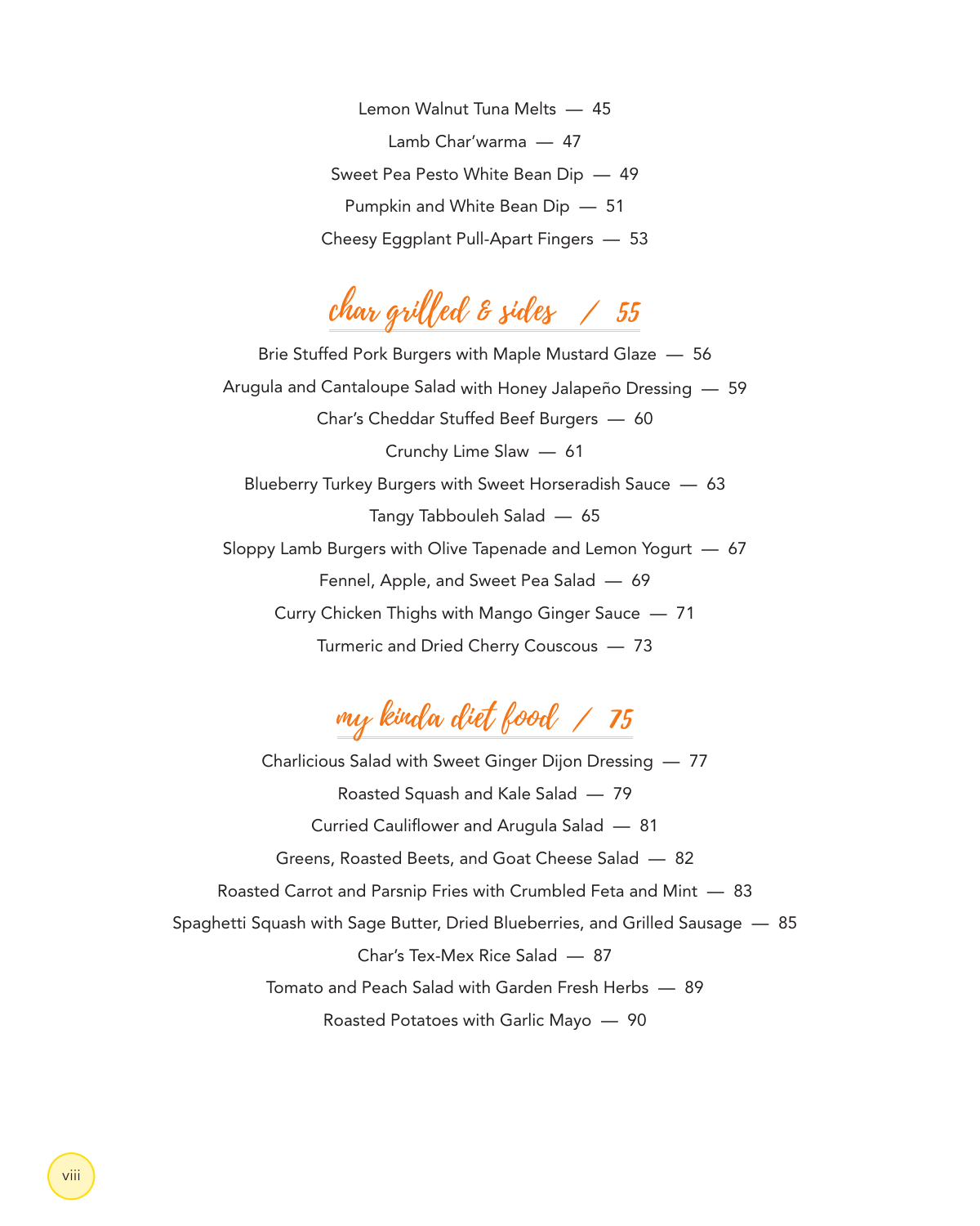Lemon Walnut Tuna Melts — 45

Lamb Char'warma — 47

Sweet Pea Pesto White Bean Dip — 49

Pumpkin and White Bean Dip — 51

Cheesy Eggplant Pull-Apart Fingers — 53

## char grilled & sides / 55

Brie Stuffed Pork Burgers with Maple Mustard Glaze — 56

Arugula and Cantaloupe Salad with Honey Jalapeño Dressing — 59

Char's Cheddar Stuffed Beef Burgers — 60

Crunchy Lime Slaw — 61

Blueberry Turkey Burgers with Sweet Horseradish Sauce — 63

Tangy Tabbouleh Salad — 65

Sloppy Lamb Burgers with Olive Tapenade and Lemon Yogurt — 67

Fennel, Apple, and Sweet Pea Salad — 69

Curry Chicken Thighs with Mango Ginger Sauce — 71

Turmeric and Dried Cherry Couscous — 73

## my kinda diet food / 75

Charlicious Salad with Sweet Ginger Dijon Dressing — 77

Roasted Squash and Kale Salad — 79

Curried Cauliflower and Arugula Salad — 81

Greens, Roasted Beets, and Goat Cheese Salad — 82

Roasted Carrot and Parsnip Fries with Crumbled Feta and Mint — 83

Spaghetti Squash with Sage Butter, Dried Blueberries, and Grilled Sausage — 85

Char's Tex-Mex Rice Salad — 87

Tomato and Peach Salad with Garden Fresh Herbs — 89

Roasted Potatoes with Garlic Mayo — 90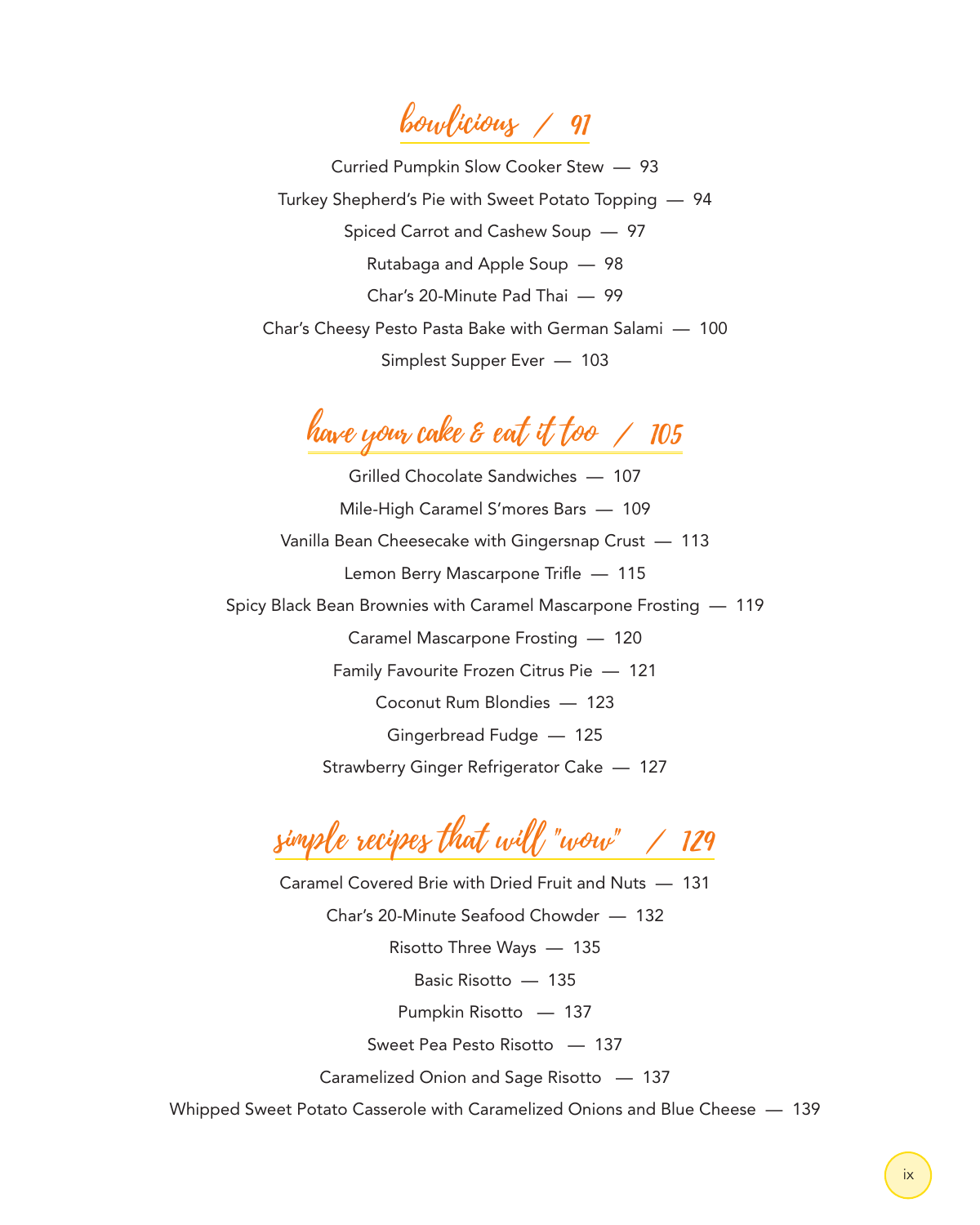## bowlicious / 91

Curried Pumpkin Slow Cooker Stew — 93

Turkey Shepherd's Pie with Sweet Potato Topping — 94

Spiced Carrot and Cashew Soup — 97

Rutabaga and Apple Soup — 98

Char's 20-Minute Pad Thai — 99

Char's Cheesy Pesto Pasta Bake with German Salami — 100

Simplest Supper Ever — 103

## have your cake & eat it too / 105

Grilled Chocolate Sandwiches — 107

Mile-High Caramel S'mores Bars — 109

Vanilla Bean Cheesecake with Gingersnap Crust — 113

Lemon Berry Mascarpone Trifle — 115

Spicy Black Bean Brownies with Caramel Mascarpone Frosting — 119

Caramel Mascarpone Frosting — 120

Family Favourite Frozen Citrus Pie — 121

Coconut Rum Blondies — 123

Gingerbread Fudge — 125

Strawberry Ginger Refrigerator Cake — 127

## simple recipes that will "wow" / 129

Caramel Covered Brie with Dried Fruit and Nuts — 131

Char's 20-Minute Seafood Chowder — 132

Risotto Three Ways — 135

Basic Risotto — 135

Pumpkin Risotto — 137

Sweet Pea Pesto Risotto — 137

Caramelized Onion and Sage Risotto — 137

Whipped Sweet Potato Casserole with Caramelized Onions and Blue Cheese — 139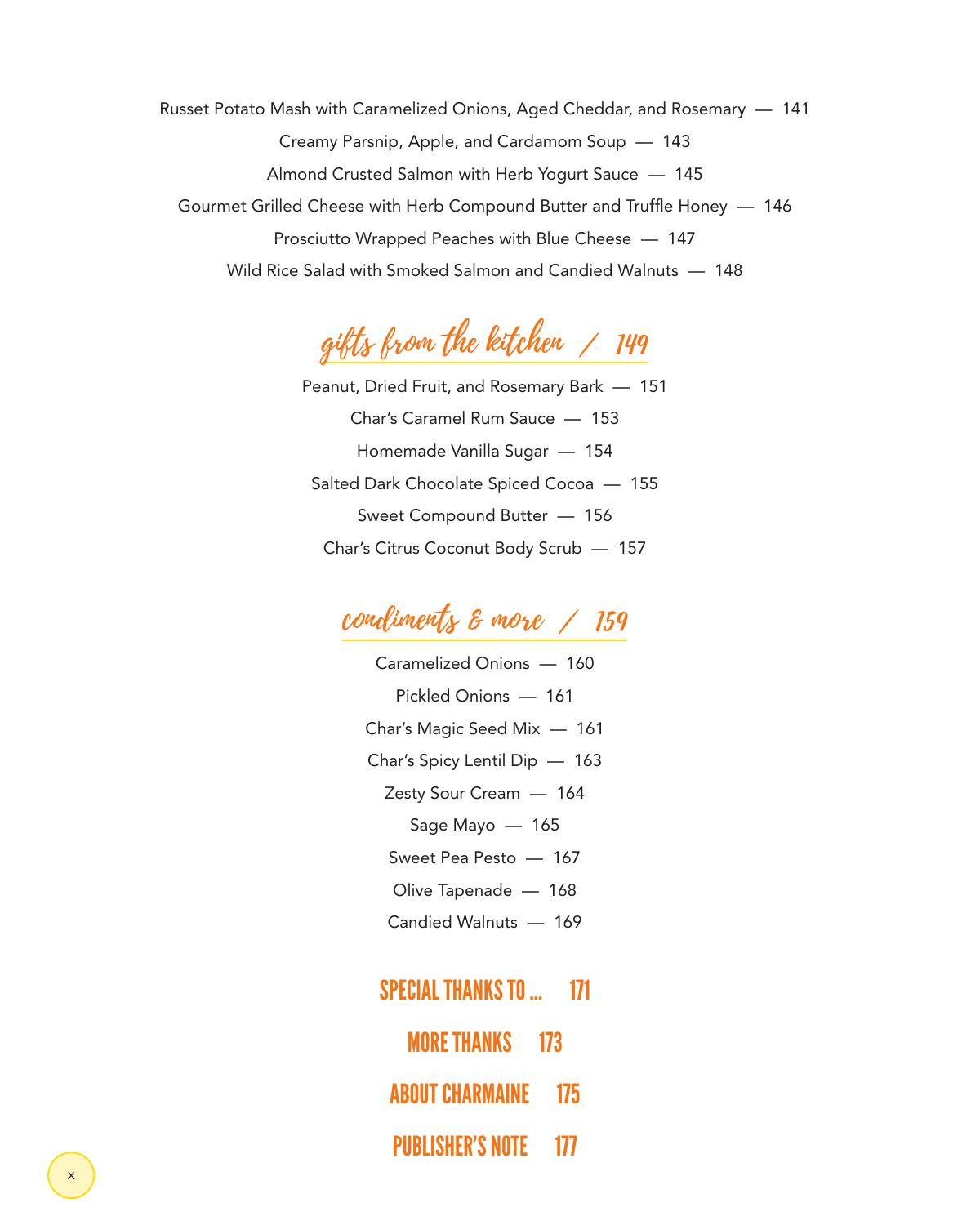Russet Potato Mash with Caramelized Onions, Aged Cheddar, and Rosemary — 141

Creamy Parsnip, Apple, and Cardamom Soup — 143

Almond Crusted Salmon with Herb Yogurt Sauce — 145

Gourmet Grilled Cheese with Herb Compound Butter and Truffle Honey — 146

Prosciutto Wrapped Peaches with Blue Cheese — 147

Wild Rice Salad with Smoked Salmon and Candied Walnuts — 148

## gifts from the kitchen / 149

Peanut, Dried Fruit, and Rosemary Bark — 151

Char's Caramel Rum Sauce — 153

Homemade Vanilla Sugar — 154

Salted Dark Chocolate Spiced Cocoa — 155

Sweet Compound Butter — 156

Char's Citrus Coconut Body Scrub — 157

## condiments & more / 159

Caramelized Onions — 160

Pickled Onions — 161

Char's Magic Seed Mix — 161

Char's Spicy Lentil Dip — 163

Zesty Sour Cream — 164

Sage Mayo — 165

Sweet Pea Pesto — 167

Olive Tapenade — 168

Candied Walnuts — 169

## SPECIAL THANKS TO ... 171

## MORE THANKS 173

## ABOUT CHARMAINE 175

## PUBLISHER'S NOTE 177